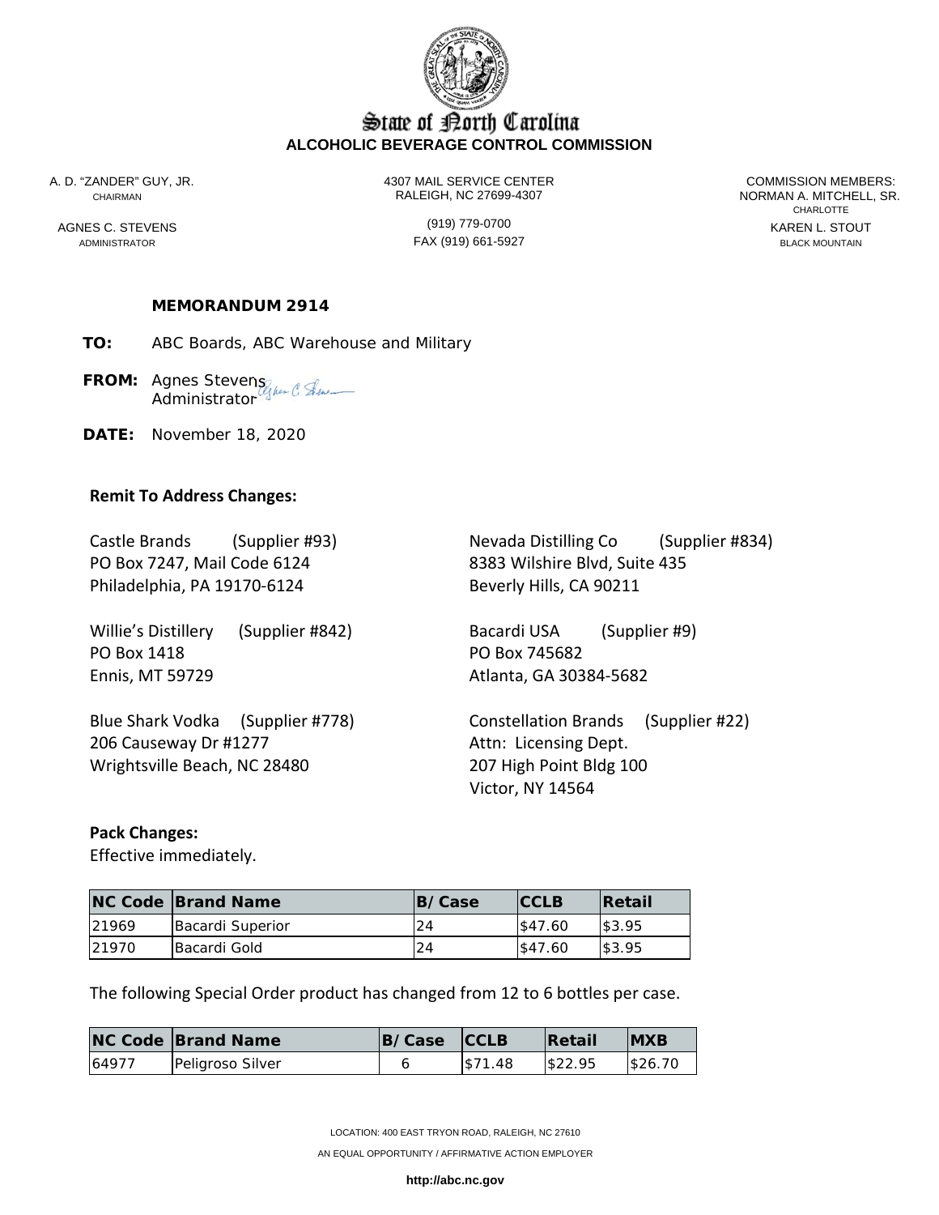# State of North Carolina
## ALCOHOLIC BEVERAGE CONTROL COMMISSION

A. D. "ZANDER" GUY, JR.
CHAIRMAN

AGNES C. STEVENS
ADMINISTRATOR

4307 MAIL SERVICE CENTER
RALEIGH, NC 27699-4307

(919) 779-0700
FAX (919) 661-5927

COMMISSION MEMBERS:
NORMAN A. MITCHELL, SR.
CHARLOTTE
KAREN L. STOUT
BLACK MOUNTAIN

**MEMORANDUM 2914**

**TO:** ABC Boards, ABC Warehouse and Military

**FROM:** Agnes Stevens
Administrator

**DATE:** November 18, 2020

**Remit To Address Changes:**

Castle Brands (Supplier #93)
PO Box 7247, Mail Code 6124
Philadelphia, PA 19170-6124

Willie's Distillery (Supplier #842)
PO Box 1418
Ennis, MT 59729

Blue Shark Vodka (Supplier #778)
206 Causeway Dr #1277
Wrightsville Beach, NC 28480

Nevada Distilling Co (Supplier #834)
8383 Wilshire Blvd, Suite 435
Beverly Hills, CA 90211

Bacardi USA (Supplier #9)
PO Box 745682
Atlanta, GA 30384-5682

Constellation Brands (Supplier #22)
Attn: Licensing Dept.
207 High Point Bldg 100
Victor, NY 14564

**Pack Changes:**
Effective immediately.

| NC Code | Brand Name | B/Case | CCLB | Retail |
|---|---|---|---|---|
| 21969 | Bacardi Superior | 24 | $47.60 | $3.95 |
| 21970 | Bacardi Gold | 24 | $47.60 | $3.95 |

The following Special Order product has changed from 12 to 6 bottles per case.

| NC Code | Brand Name | B/Case | CCLB | Retail | MXB |
|---|---|---|---|---|---|
| 64977 | Peligroso Silver | 6 | $71.48 | $22.95 | $26.70 |

LOCATION: 400 EAST TRYON ROAD, RALEIGH, NC 27610

AN EQUAL OPPORTUNITY / AFFIRMATIVE ACTION EMPLOYER

http://abc.nc.gov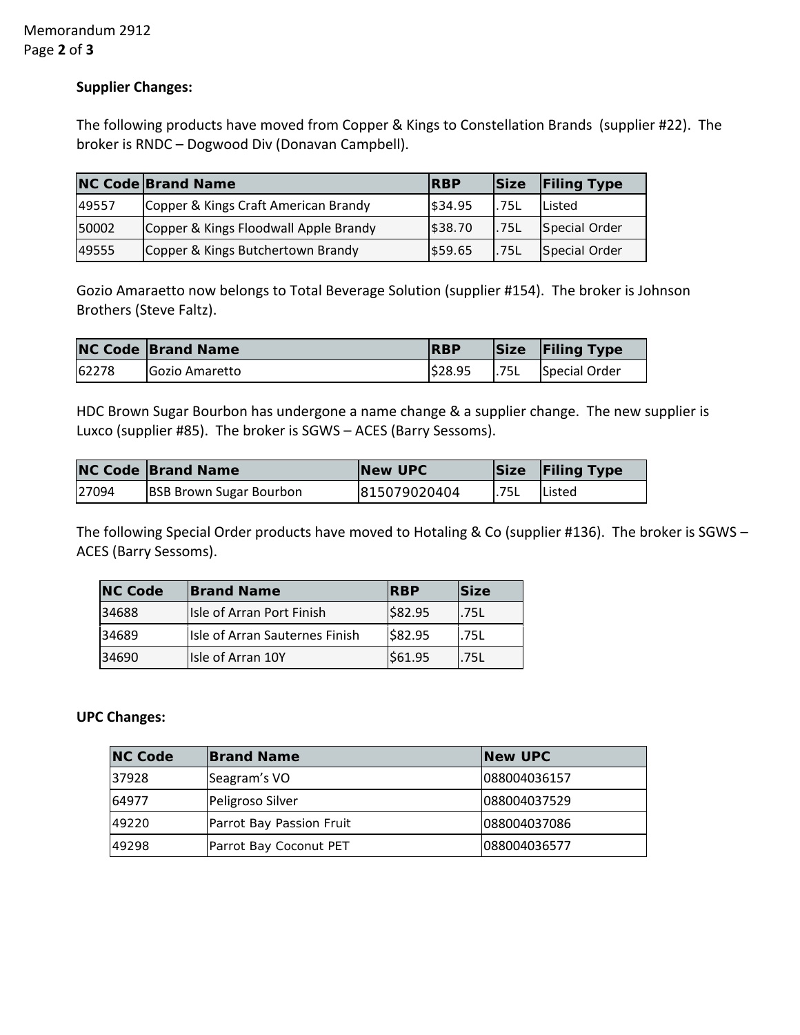**Supplier Changes:**

The following products have moved from Copper & Kings to Constellation Brands (supplier #22). The broker is RNDC – Dogwood Div (Donavan Campbell).

| NC Code | Brand Name | RBP | Size | Filing Type |
|---|---|---|---|---|
| 49557 | Copper & Kings Craft American Brandy | $34.95 | .75L | Listed |
| 50002 | Copper & Kings Floodwall Apple Brandy | $38.70 | .75L | Special Order |
| 49555 | Copper & Kings Butchertown Brandy | $59.65 | .75L | Special Order |

Gozio Amaraetto now belongs to Total Beverage Solution (supplier #154). The broker is Johnson Brothers (Steve Faltz).

| NC Code | Brand Name | RBP | Size | Filing Type |
|---|---|---|---|---|
| 62278 | Gozio Amaretto | $28.95 | .75L | Special Order |

HDC Brown Sugar Bourbon has undergone a name change & a supplier change. The new supplier is Luxco (supplier #85). The broker is SGWS – ACES (Barry Sessoms).

| NC Code | Brand Name | New UPC | Size | Filing Type |
|---|---|---|---|---|
| 27094 | BSB Brown Sugar Bourbon | 815079020404 | .75L | Listed |

The following Special Order products have moved to Hotaling & Co (supplier #136). The broker is SGWS – ACES (Barry Sessoms).

| NC Code | Brand Name | RBP | Size |
|---|---|---|---|
| 34688 | Isle of Arran Port Finish | $82.95 | .75L |
| 34689 | Isle of Arran Sauternes Finish | $82.95 | .75L |
| 34690 | Isle of Arran 10Y | $61.95 | .75L |

**UPC Changes:**

| NC Code | Brand Name | New UPC |
|---|---|---|
| 37928 | Seagram's VO | 088004036157 |
| 64977 | Peligroso Silver | 088004037529 |
| 49220 | Parrot Bay Passion Fruit | 088004037086 |
| 49298 | Parrot Bay Coconut PET | 088004036577 |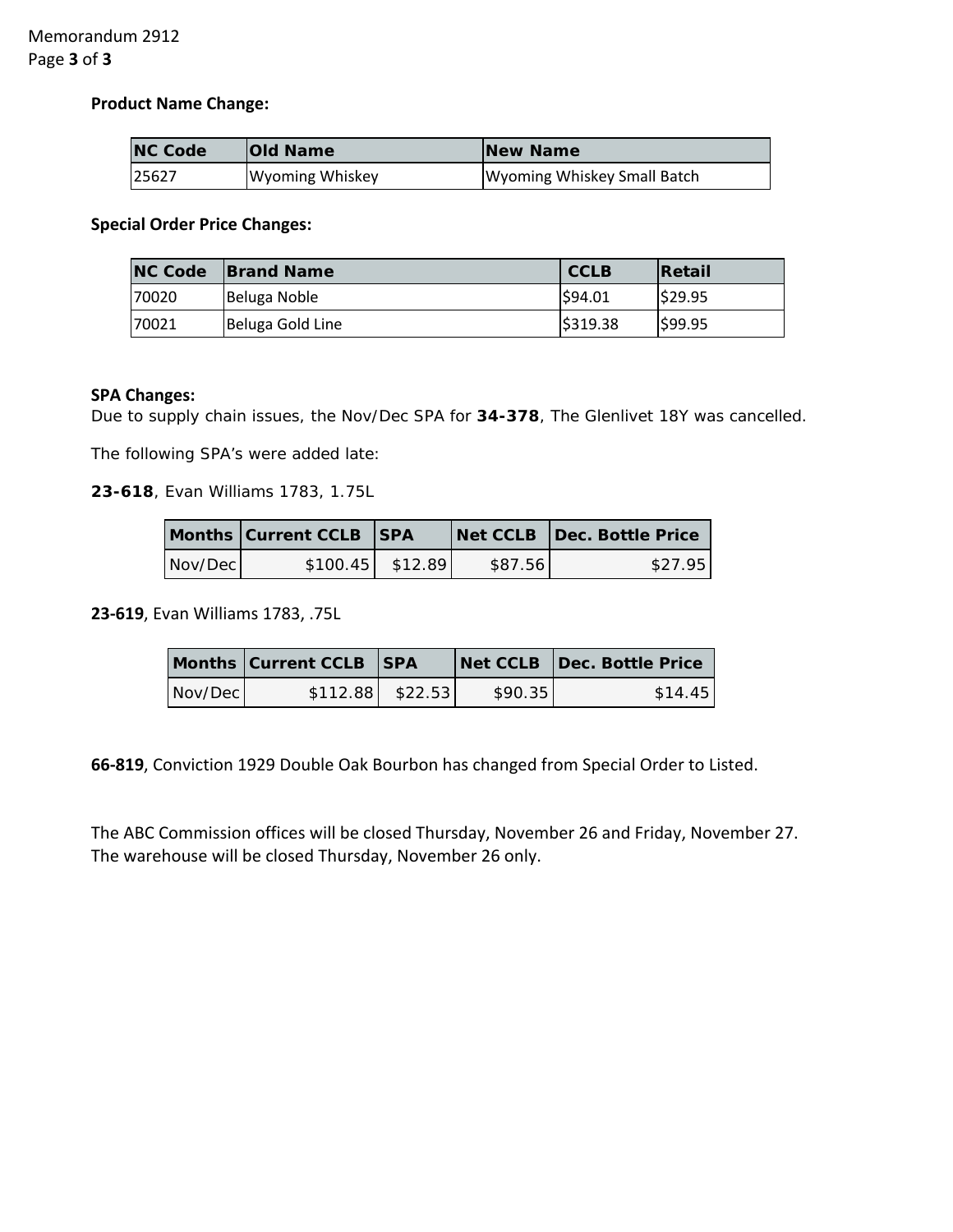**Product Name Change:**

| NC Code | Old Name | New Name |
|---|---|---|
| 25627 | Wyoming Whiskey | Wyoming Whiskey Small Batch |

**Special Order Price Changes:**

| NC Code | Brand Name | CCLB | Retail |
|---|---|---|---|
| 70020 | Beluga Noble | $94.01 | $29.95 |
| 70021 | Beluga Gold Line | $319.38 | $99.95 |

**SPA Changes:**

Due to supply chain issues, the Nov/Dec SPA for **34-378**, The Glenlivet 18Y was cancelled.

The following SPA's were added late:

**23-618**, Evan Williams 1783, 1.75L

| Months | Current CCLB | SPA | Net CCLB | Dec. Bottle Price |
|---|---|---|---|---|
| Nov/Dec | $100.45 | $12.89 | $87.56 | $27.95 |

**23-619**, Evan Williams 1783, .75L

| Months | Current CCLB | SPA | Net CCLB | Dec. Bottle Price |
|---|---|---|---|---|
| Nov/Dec | $112.88 | $22.53 | $90.35 | $14.45 |

**66-819**, Conviction 1929 Double Oak Bourbon has changed from Special Order to Listed.

The ABC Commission offices will be closed Thursday, November 26 and Friday, November 27.
The warehouse will be closed Thursday, November 26 only.